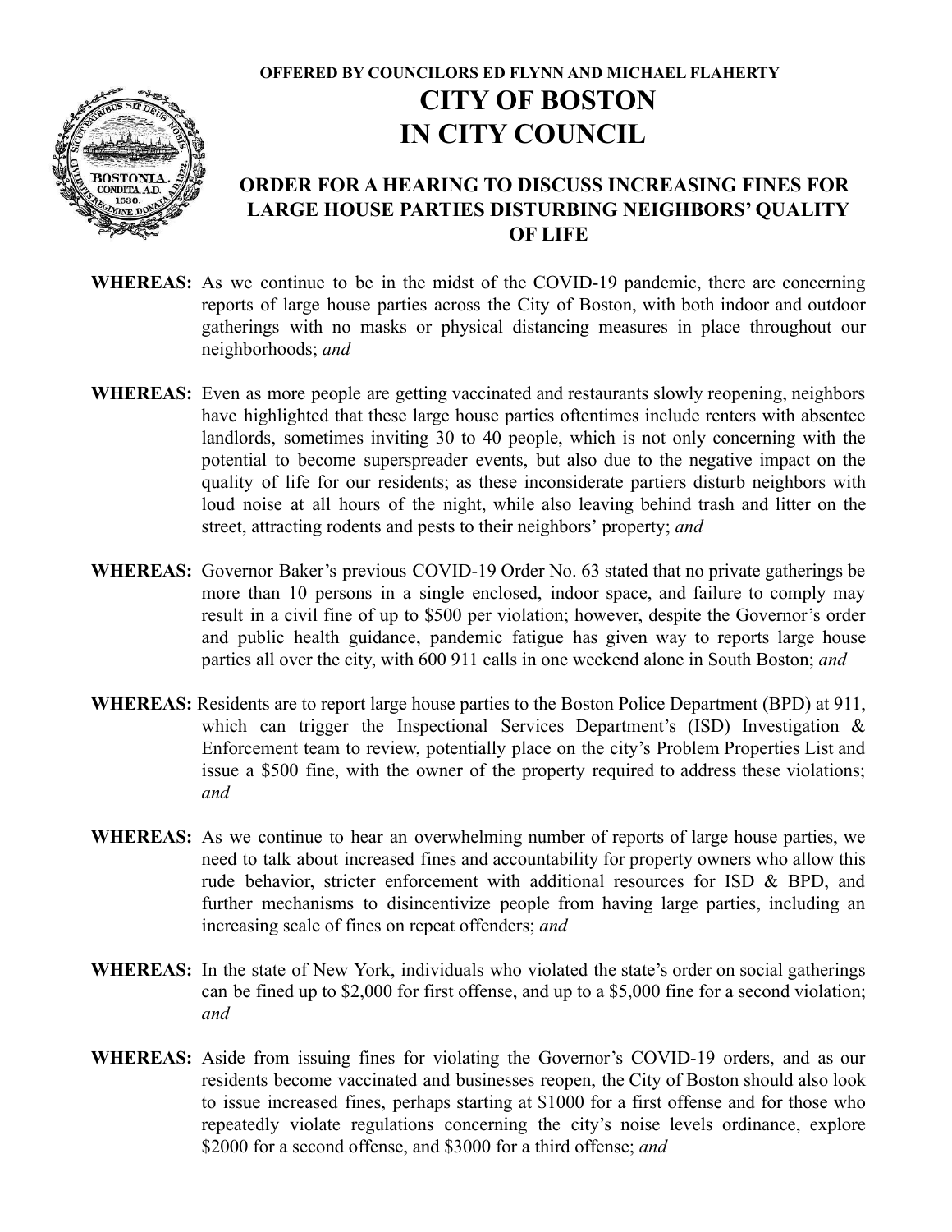**OFFERED BY COUNCILORS ED FLYNN AND MICHAEL FLAHERTY**

# CITY OF BOSTON
# IN CITY COUNCIL

## ORDER FOR A HEARING TO DISCUSS INCREASING FINES FOR LARGE HOUSE PARTIES DISTURBING NEIGHBORS' QUALITY OF LIFE

**WHEREAS:** As we continue to be in the midst of the COVID-19 pandemic, there are concerning reports of large house parties across the City of Boston, with both indoor and outdoor gatherings with no masks or physical distancing measures in place throughout our neighborhoods; *and*

**WHEREAS:** Even as more people are getting vaccinated and restaurants slowly reopening, neighbors have highlighted that these large house parties oftentimes include renters with absentee landlords, sometimes inviting 30 to 40 people, which is not only concerning with the potential to become superspreader events, but also due to the negative impact on the quality of life for our residents; as these inconsiderate partiers disturb neighbors with loud noise at all hours of the night, while also leaving behind trash and litter on the street, attracting rodents and pests to their neighbors' property; *and*

**WHEREAS:** Governor Baker's previous COVID-19 Order No. 63 stated that no private gatherings be more than 10 persons in a single enclosed, indoor space, and failure to comply may result in a civil fine of up to $500 per violation; however, despite the Governor's order and public health guidance, pandemic fatigue has given way to reports large house parties all over the city, with 600 911 calls in one weekend alone in South Boston; *and*

**WHEREAS:** Residents are to report large house parties to the Boston Police Department (BPD) at 911, which can trigger the Inspectional Services Department's (ISD) Investigation & Enforcement team to review, potentially place on the city's Problem Properties List and issue a $500 fine, with the owner of the property required to address these violations; *and*

**WHEREAS:** As we continue to hear an overwhelming number of reports of large house parties, we need to talk about increased fines and accountability for property owners who allow this rude behavior, stricter enforcement with additional resources for ISD & BPD, and further mechanisms to disincentivize people from having large parties, including an increasing scale of fines on repeat offenders; *and*

**WHEREAS:** In the state of New York, individuals who violated the state's order on social gatherings can be fined up to $2,000 for first offense, and up to a $5,000 fine for a second violation; *and*

**WHEREAS:** Aside from issuing fines for violating the Governor's COVID-19 orders, and as our residents become vaccinated and businesses reopen, the City of Boston should also look to issue increased fines, perhaps starting at $1000 for a first offense and for those who repeatedly violate regulations concerning the city's noise levels ordinance, explore $2000 for a second offense, and $3000 for a third offense; *and*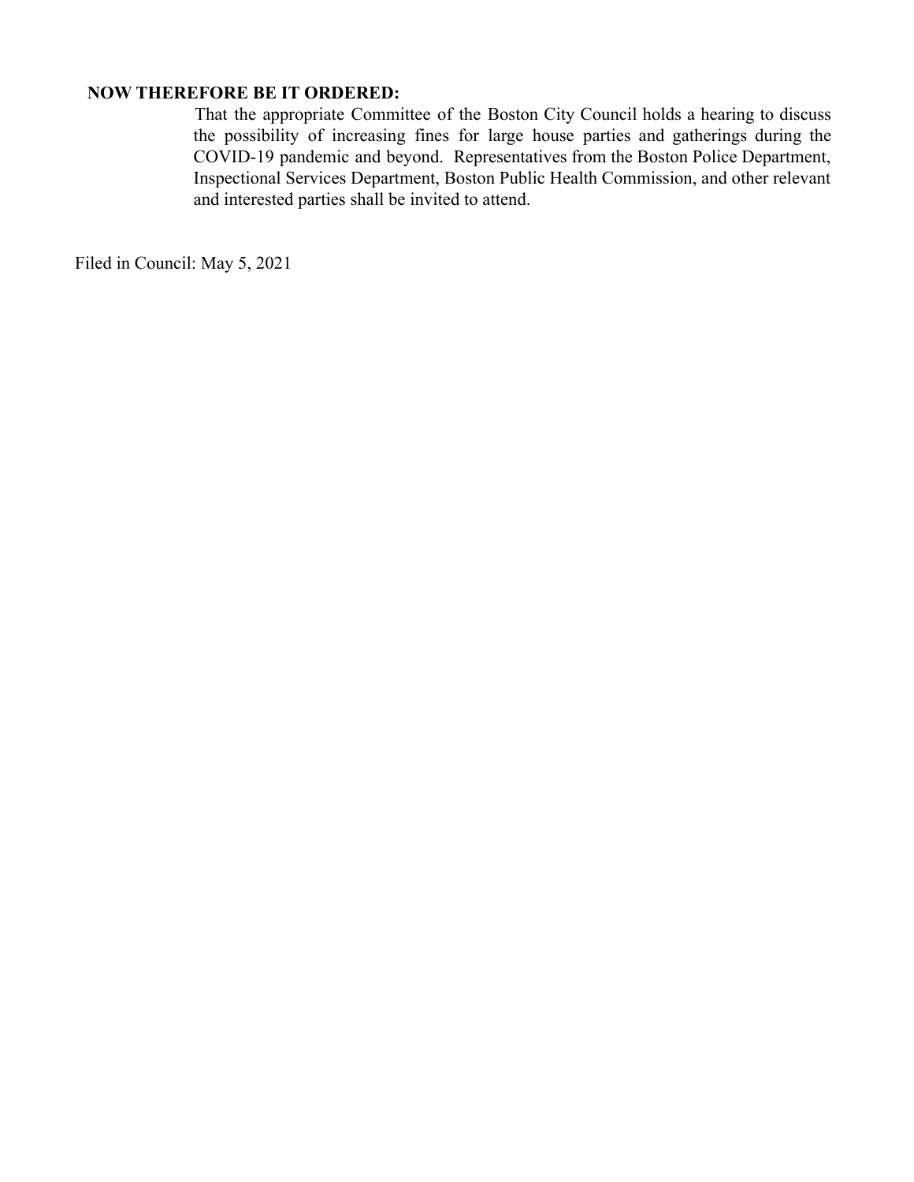**NOW THEREFORE BE IT ORDERED:**

That the appropriate Committee of the Boston City Council holds a hearing to discuss the possibility of increasing fines for large house parties and gatherings during the COVID-19 pandemic and beyond. Representatives from the Boston Police Department, Inspectional Services Department, Boston Public Health Commission, and other relevant and interested parties shall be invited to attend.

Filed in Council: May 5, 2021